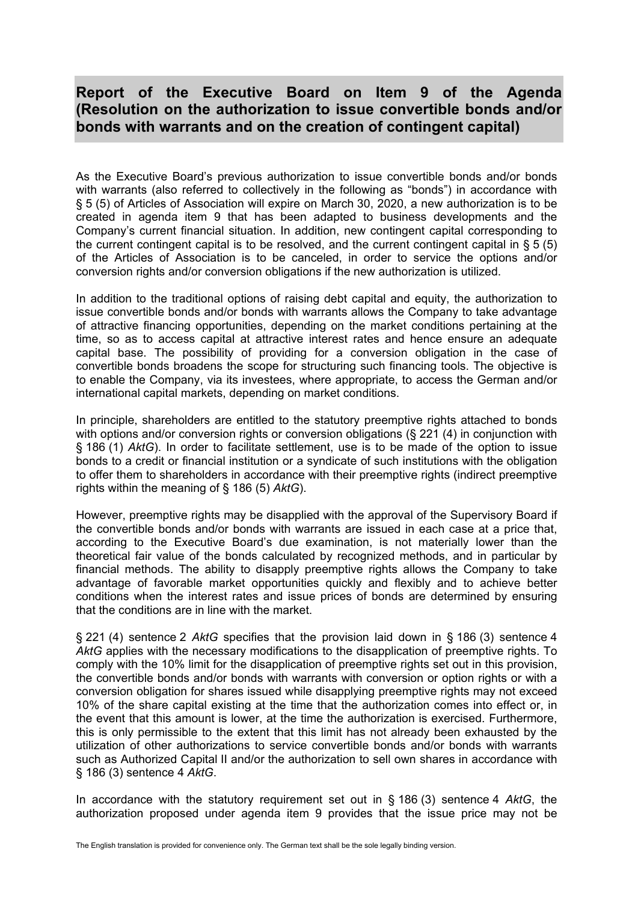## Report of the Executive Board on Item 9 of the Agenda (Resolution on the authorization to issue convertible bonds and/or bonds with warrants and on the creation of contingent capital)

As the Executive Board's previous authorization to issue convertible bonds and/or bonds with warrants (also referred to collectively in the following as "bonds") in accordance with § 5 (5) of Articles of Association will expire on March 30, 2020, a new authorization is to be created in agenda item 9 that has been adapted to business developments and the Company's current financial situation. In addition, new contingent capital corresponding to the current contingent capital is to be resolved, and the current contingent capital in § 5 (5) of the Articles of Association is to be canceled, in order to service the options and/or conversion rights and/or conversion obligations if the new authorization is utilized.

In addition to the traditional options of raising debt capital and equity, the authorization to issue convertible bonds and/or bonds with warrants allows the Company to take advantage of attractive financing opportunities, depending on the market conditions pertaining at the time, so as to access capital at attractive interest rates and hence ensure an adequate capital base. The possibility of providing for a conversion obligation in the case of convertible bonds broadens the scope for structuring such financing tools. The objective is to enable the Company, via its investees, where appropriate, to access the German and/or international capital markets, depending on market conditions.

In principle, shareholders are entitled to the statutory preemptive rights attached to bonds with options and/or conversion rights or conversion obligations (§ 221 (4) in conjunction with § 186 (1) *AktG*). In order to facilitate settlement, use is to be made of the option to issue bonds to a credit or financial institution or a syndicate of such institutions with the obligation to offer them to shareholders in accordance with their preemptive rights (indirect preemptive rights within the meaning of § 186 (5) *AktG*).

However, preemptive rights may be disapplied with the approval of the Supervisory Board if the convertible bonds and/or bonds with warrants are issued in each case at a price that, according to the Executive Board's due examination, is not materially lower than the theoretical fair value of the bonds calculated by recognized methods, and in particular by financial methods. The ability to disapply preemptive rights allows the Company to take advantage of favorable market opportunities quickly and flexibly and to achieve better conditions when the interest rates and issue prices of bonds are determined by ensuring that the conditions are in line with the market.

§ 221 (4) sentence 2 *AktG* specifies that the provision laid down in § 186 (3) sentence 4 *AktG* applies with the necessary modifications to the disapplication of preemptive rights. To comply with the 10% limit for the disapplication of preemptive rights set out in this provision, the convertible bonds and/or bonds with warrants with conversion or option rights or with a conversion obligation for shares issued while disapplying preemptive rights may not exceed 10% of the share capital existing at the time that the authorization comes into effect or, in the event that this amount is lower, at the time the authorization is exercised. Furthermore, this is only permissible to the extent that this limit has not already been exhausted by the utilization of other authorizations to service convertible bonds and/or bonds with warrants such as Authorized Capital II and/or the authorization to sell own shares in accordance with § 186 (3) sentence 4 *AktG*.

In accordance with the statutory requirement set out in § 186 (3) sentence 4 *AktG*, the authorization proposed under agenda item 9 provides that the issue price may not be

The English translation is provided for convenience only. The German text shall be the sole legally binding version.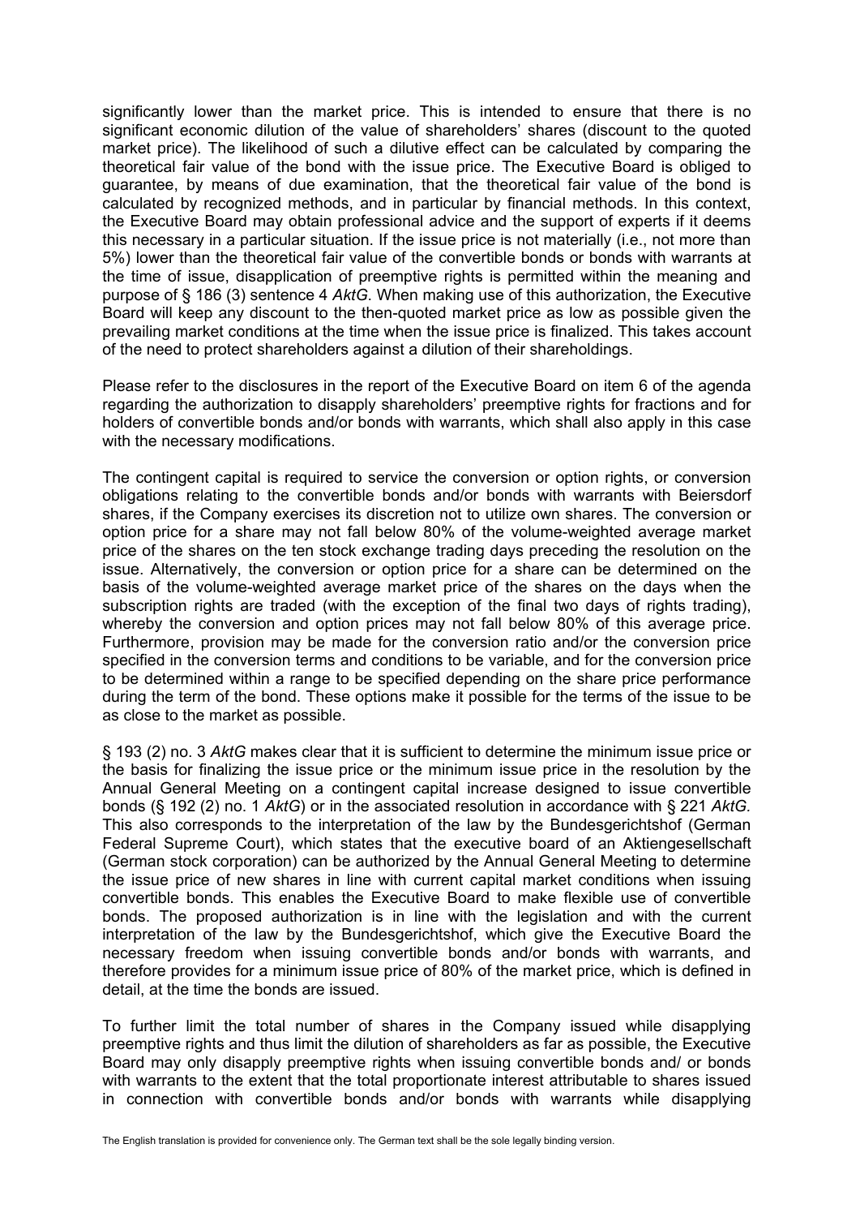significantly lower than the market price. This is intended to ensure that there is no significant economic dilution of the value of shareholders' shares (discount to the quoted market price). The likelihood of such a dilutive effect can be calculated by comparing the theoretical fair value of the bond with the issue price. The Executive Board is obliged to guarantee, by means of due examination, that the theoretical fair value of the bond is calculated by recognized methods, and in particular by financial methods. In this context, the Executive Board may obtain professional advice and the support of experts if it deems this necessary in a particular situation. If the issue price is not materially (i.e., not more than 5%) lower than the theoretical fair value of the convertible bonds or bonds with warrants at the time of issue, disapplication of preemptive rights is permitted within the meaning and purpose of § 186 (3) sentence 4 *AktG*. When making use of this authorization, the Executive Board will keep any discount to the then-quoted market price as low as possible given the prevailing market conditions at the time when the issue price is finalized. This takes account of the need to protect shareholders against a dilution of their shareholdings.

Please refer to the disclosures in the report of the Executive Board on item 6 of the agenda regarding the authorization to disapply shareholders' preemptive rights for fractions and for holders of convertible bonds and/or bonds with warrants, which shall also apply in this case with the necessary modifications.

The contingent capital is required to service the conversion or option rights, or conversion obligations relating to the convertible bonds and/or bonds with warrants with Beiersdorf shares, if the Company exercises its discretion not to utilize own shares. The conversion or option price for a share may not fall below 80% of the volume-weighted average market price of the shares on the ten stock exchange trading days preceding the resolution on the issue. Alternatively, the conversion or option price for a share can be determined on the basis of the volume-weighted average market price of the shares on the days when the subscription rights are traded (with the exception of the final two days of rights trading), whereby the conversion and option prices may not fall below 80% of this average price. Furthermore, provision may be made for the conversion ratio and/or the conversion price specified in the conversion terms and conditions to be variable, and for the conversion price to be determined within a range to be specified depending on the share price performance during the term of the bond. These options make it possible for the terms of the issue to be as close to the market as possible.

§ 193 (2) no. 3 *AktG* makes clear that it is sufficient to determine the minimum issue price or the basis for finalizing the issue price or the minimum issue price in the resolution by the Annual General Meeting on a contingent capital increase designed to issue convertible bonds (§ 192 (2) no. 1 *AktG*) or in the associated resolution in accordance with § 221 *AktG.* This also corresponds to the interpretation of the law by the Bundesgerichtshof (German Federal Supreme Court), which states that the executive board of an Aktiengesellschaft (German stock corporation) can be authorized by the Annual General Meeting to determine the issue price of new shares in line with current capital market conditions when issuing convertible bonds. This enables the Executive Board to make flexible use of convertible bonds. The proposed authorization is in line with the legislation and with the current interpretation of the law by the Bundesgerichtshof, which give the Executive Board the necessary freedom when issuing convertible bonds and/or bonds with warrants, and therefore provides for a minimum issue price of 80% of the market price, which is defined in detail, at the time the bonds are issued.

To further limit the total number of shares in the Company issued while disapplying preemptive rights and thus limit the dilution of shareholders as far as possible, the Executive Board may only disapply preemptive rights when issuing convertible bonds and/ or bonds with warrants to the extent that the total proportionate interest attributable to shares issued in connection with convertible bonds and/or bonds with warrants while disapplying

The English translation is provided for convenience only. The German text shall be the sole legally binding version.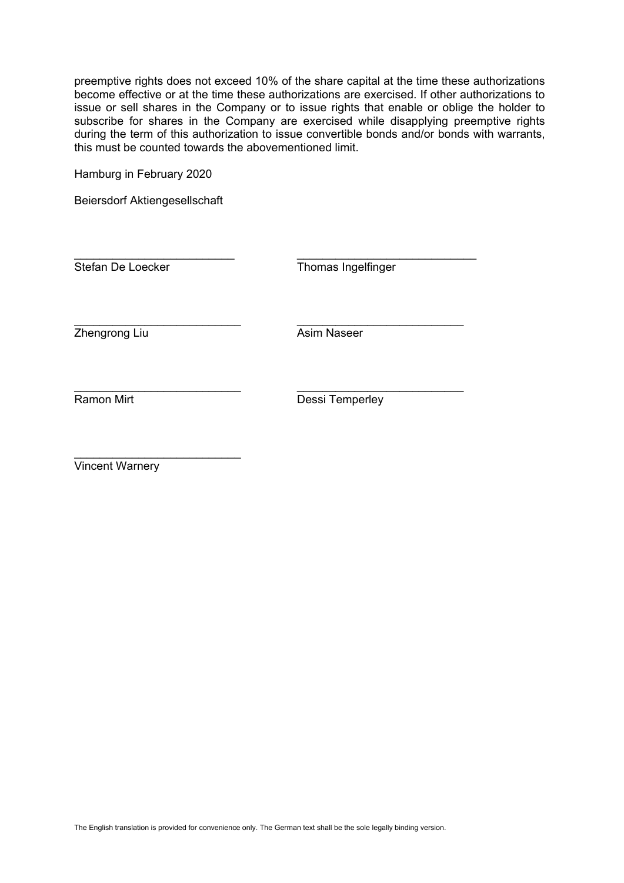preemptive rights does not exceed 10% of the share capital at the time these authorizations become effective or at the time these authorizations are exercised. If other authorizations to issue or sell shares in the Company or to issue rights that enable or oblige the holder to subscribe for shares in the Company are exercised while disapplying preemptive rights during the term of this authorization to issue convertible bonds and/or bonds with warrants, this must be counted towards the abovementioned limit.

Hamburg in February 2020

Beiersdorf Aktiengesellschaft

| | |
|---|---|
| ___________________________ | ___________________________ |
| Stefan De Loecker | Thomas Ingelfinger |
| ___________________________ | ___________________________ |
| Zhengrong Liu | Asim Naseer |
| ___________________________ | ___________________________ |
| Ramon Mirt | Dessi Temperley |
| ___________________________ | |
| Vincent Warnery | |

The English translation is provided for convenience only. The German text shall be the sole legally binding version.